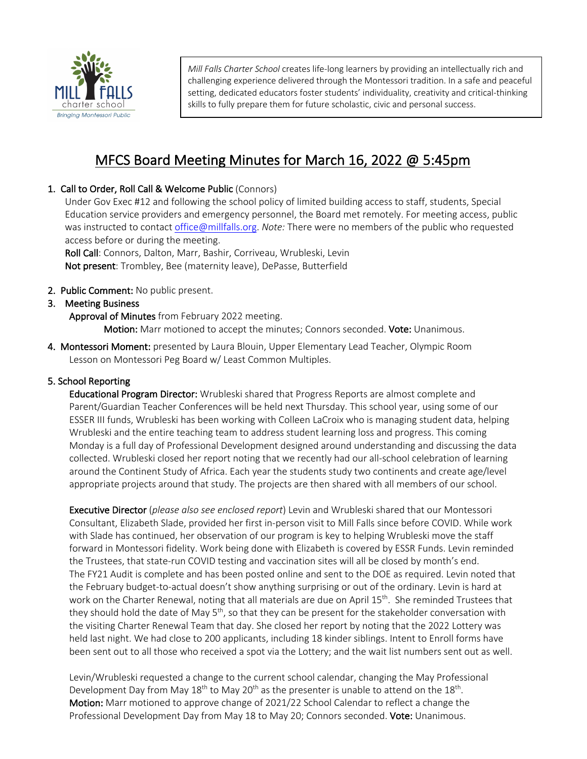*Mill Falls Charter School* creates life-long learners by providing an intellectually rich and challenging experience delivered through the Montessori tradition. In a safe and peaceful setting, dedicated educators foster students' individuality, creativity and critical-thinking skills to fully prepare them for future scholastic, civic and personal success.

# MFCS Board Meeting Minutes for March 16, 2022 @ 5:45pm

1. **Call to Order, Roll Call & Welcome Public** (Connors)
   Under Gov Exec #12 and following the school policy of limited building access to staff, students, Special Education service providers and emergency personnel, the Board met remotely. For meeting access, public was instructed to contact office@millfalls.org. *Note:* There were no members of the public who requested access before or during the meeting.
   **Roll Call**: Connors, Dalton, Marr, Bashir, Corriveau, Wrubleski, Levin
   **Not present**: Trombley, Bee (maternity leave), DePasse, Butterfield

2. **Public Comment:** No public present.

3. **Meeting Business**
   **Approval of Minutes** from February 2022 meeting.
   **Motion:** Marr motioned to accept the minutes; Connors seconded. **Vote:** Unanimous.

4. **Montessori Moment:** presented by Laura Blouin, Upper Elementary Lead Teacher, Olympic Room
   Lesson on Montessori Peg Board w/ Least Common Multiples.

5. **School Reporting**

   **Educational Program Director:** Wrubleski shared that Progress Reports are almost complete and Parent/Guardian Teacher Conferences will be held next Thursday. This school year, using some of our ESSER III funds, Wrubleski has been working with Colleen LaCroix who is managing student data, helping Wrubleski and the entire teaching team to address student learning loss and progress. This coming Monday is a full day of Professional Development designed around understanding and discussing the data collected. Wrubleski closed her report noting that we recently had our all-school celebration of learning around the Continent Study of Africa. Each year the students study two continents and create age/level appropriate projects around that study. The projects are then shared with all members of our school.

   **Executive Director** (*please also see enclosed report*) Levin and Wrubleski shared that our Montessori Consultant, Elizabeth Slade, provided her first in-person visit to Mill Falls since before COVID. While work with Slade has continued, her observation of our program is key to helping Wrubleski move the staff forward in Montessori fidelity. Work being done with Elizabeth is covered by ESSR Funds. Levin reminded the Trustees, that state-run COVID testing and vaccination sites will all be closed by month's end. The FY21 Audit is complete and has been posted online and sent to the DOE as required. Levin noted that the February budget-to-actual doesn't show anything surprising or out of the ordinary. Levin is hard at work on the Charter Renewal, noting that all materials are due on April 15th. She reminded Trustees that they should hold the date of May 5th, so that they can be present for the stakeholder conversation with the visiting Charter Renewal Team that day. She closed her report by noting that the 2022 Lottery was held last night. We had close to 200 applicants, including 18 kinder siblings. Intent to Enroll forms have been sent out to all those who received a spot via the Lottery; and the wait list numbers sent out as well.

   Levin/Wrubleski requested a change to the current school calendar, changing the May Professional Development Day from May 18th to May 20th as the presenter is unable to attend on the 18th.
   **Motion:** Marr motioned to approve change of 2021/22 School Calendar to reflect a change the Professional Development Day from May 18 to May 20; Connors seconded. **Vote:** Unanimous.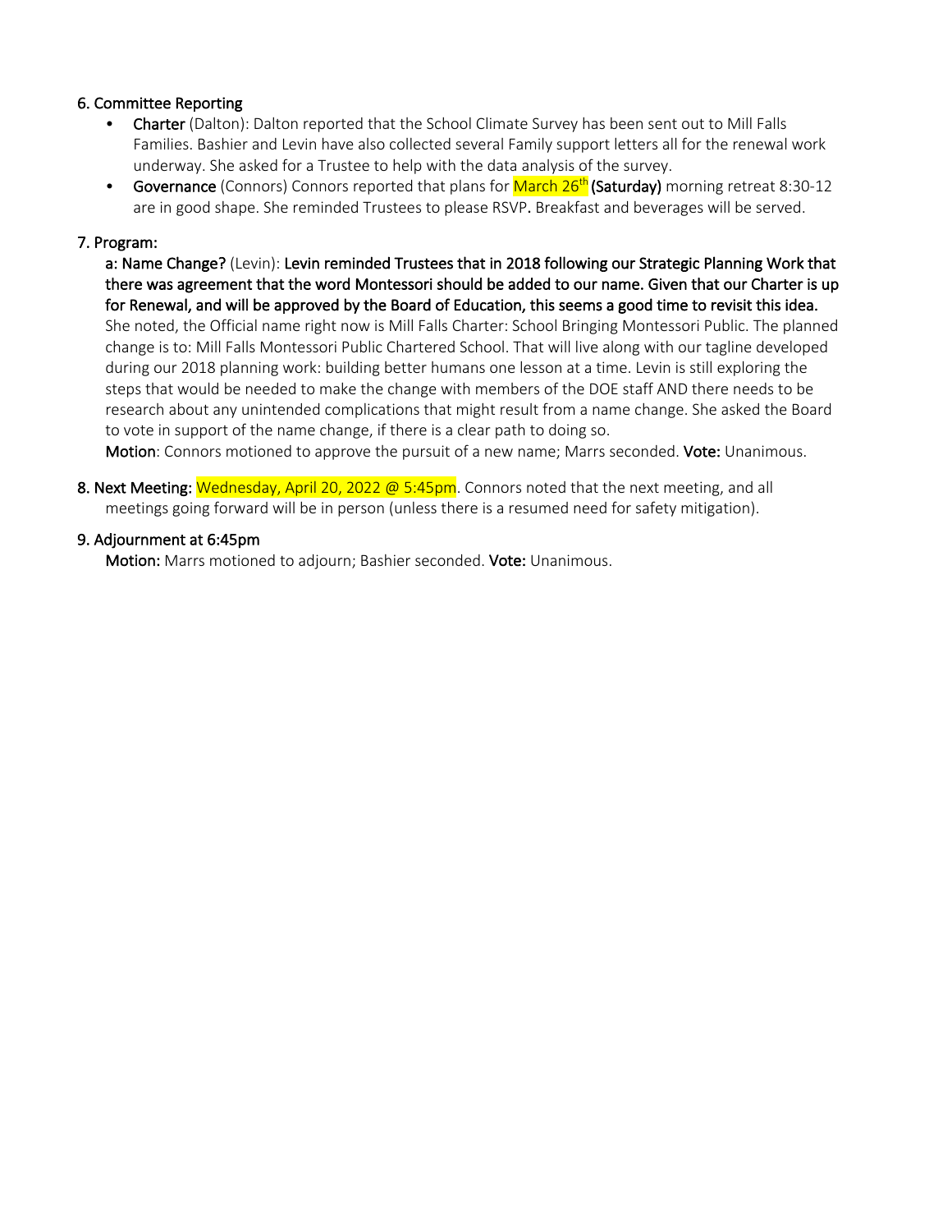## 6. Committee Reporting

- **Charter** (Dalton): Dalton reported that the School Climate Survey has been sent out to Mill Falls Families. Bashier and Levin have also collected several Family support letters all for the renewal work underway. She asked for a Trustee to help with the data analysis of the survey.
- **Governance** (Connors) Connors reported that plans for March 26th **(Saturday)** morning retreat 8:30-12 are in good shape. She reminded Trustees to please RSVP**.** Breakfast and beverages will be served.

## 7. Program:

**a: Name Change?** (Levin): **Levin reminded Trustees that in 2018 following our Strategic Planning Work that there was agreement that the word Montessori should be added to our name. Given that our Charter is up for Renewal, and will be approved by the Board of Education, this seems a good time to revisit this idea.** She noted, the Official name right now is Mill Falls Charter: School Bringing Montessori Public. The planned change is to: Mill Falls Montessori Public Chartered School. That will live along with our tagline developed during our 2018 planning work: building better humans one lesson at a time. Levin is still exploring the steps that would be needed to make the change with members of the DOE staff AND there needs to be research about any unintended complications that might result from a name change. She asked the Board to vote in support of the name change, if there is a clear path to doing so.

**Motion**: Connors motioned to approve the pursuit of a new name; Marrs seconded. **Vote:** Unanimous.

## 8. Next Meeting: Wednesday, April 20, 2022 @ 5:45pm.

Connors noted that the next meeting, and all meetings going forward will be in person (unless there is a resumed need for safety mitigation).

## 9. Adjournment at 6:45pm

**Motion:** Marrs motioned to adjourn; Bashier seconded. **Vote:** Unanimous.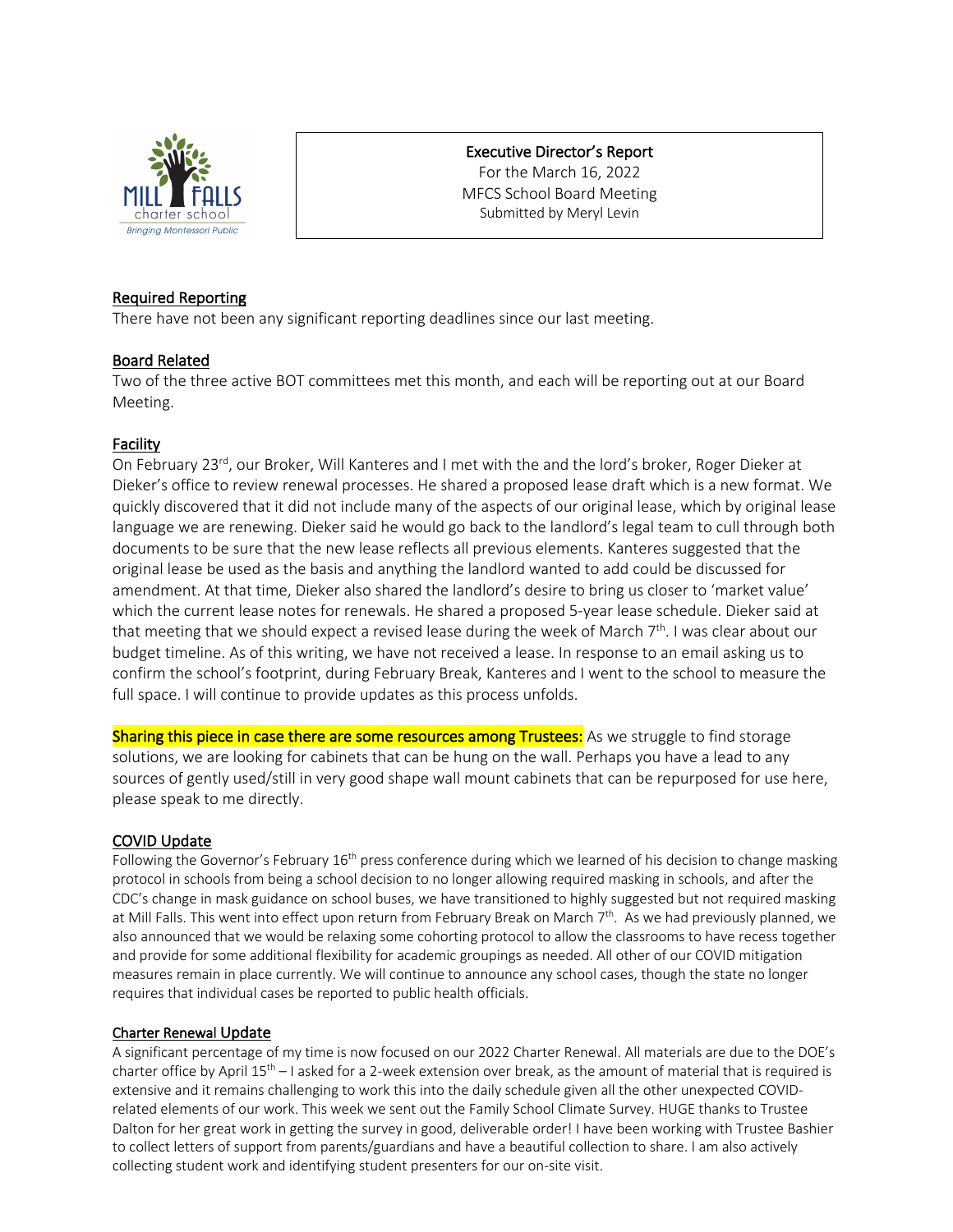Mill Falls charter school
Bringing Montessori Public

**Executive Director's Report**
For the March 16, 2022
MFCS School Board Meeting
Submitted by Meryl Levin

## Required Reporting

There have not been any significant reporting deadlines since our last meeting.

## Board Related

Two of the three active BOT committees met this month, and each will be reporting out at our Board Meeting.

## Facility

On February 23rd, our Broker, Will Kanteres and I met with the and the lord's broker, Roger Dieker at Dieker's office to review renewal processes. He shared a proposed lease draft which is a new format. We quickly discovered that it did not include many of the aspects of our original lease, which by original lease language we are renewing. Dieker said he would go back to the landlord's legal team to cull through both documents to be sure that the new lease reflects all previous elements. Kanteres suggested that the original lease be used as the basis and anything the landlord wanted to add could be discussed for amendment. At that time, Dieker also shared the landlord's desire to bring us closer to 'market value' which the current lease notes for renewals. He shared a proposed 5-year lease schedule. Dieker said at that meeting that we should expect a revised lease during the week of March 7th. I was clear about our budget timeline. As of this writing, we have not received a lease. In response to an email asking us to confirm the school's footprint, during February Break, Kanteres and I went to the school to measure the full space. I will continue to provide updates as this process unfolds.

Sharing this piece in case there are some resources among Trustees: As we struggle to find storage solutions, we are looking for cabinets that can be hung on the wall. Perhaps you have a lead to any sources of gently used/still in very good shape wall mount cabinets that can be repurposed for use here, please speak to me directly.

## COVID Update

Following the Governor's February 16th press conference during which we learned of his decision to change masking protocol in schools from being a school decision to no longer allowing required masking in schools, and after the CDC's change in mask guidance on school buses, we have transitioned to highly suggested but not required masking at Mill Falls. This went into effect upon return from February Break on March 7th. As we had previously planned, we also announced that we would be relaxing some cohorting protocol to allow the classrooms to have recess together and provide for some additional flexibility for academic groupings as needed. All other of our COVID mitigation measures remain in place currently. We will continue to announce any school cases, though the state no longer requires that individual cases be reported to public health officials.

## Charter Renewal Update

A significant percentage of my time is now focused on our 2022 Charter Renewal. All materials are due to the DOE's charter office by April 15th – I asked for a 2-week extension over break, as the amount of material that is required is extensive and it remains challenging to work this into the daily schedule given all the other unexpected COVID-related elements of our work. This week we sent out the Family School Climate Survey. HUGE thanks to Trustee Dalton for her great work in getting the survey in good, deliverable order! I have been working with Trustee Bashier to collect letters of support from parents/guardians and have a beautiful collection to share. I am also actively collecting student work and identifying student presenters for our on-site visit.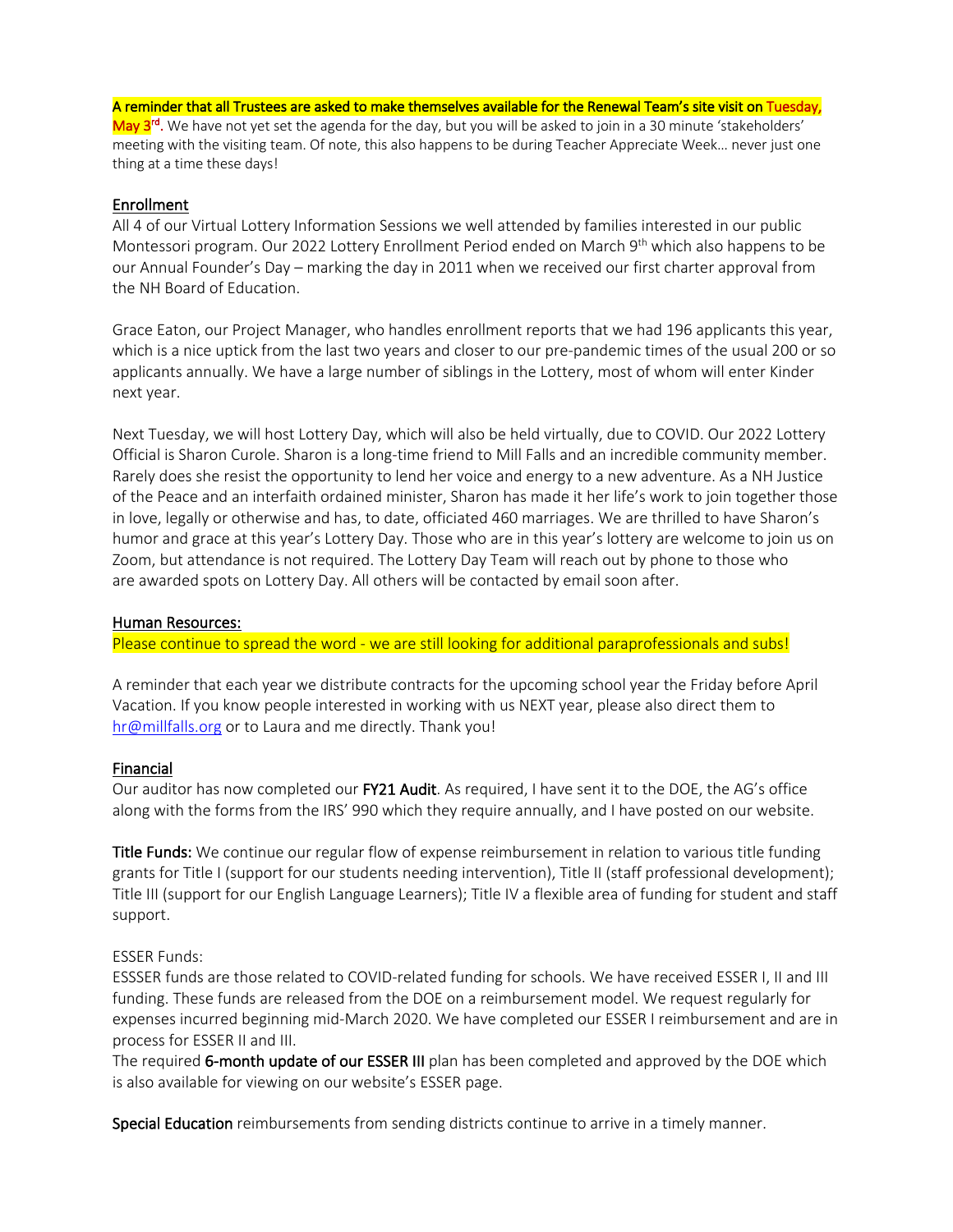A reminder that all Trustees are asked to make themselves available for the Renewal Team's site visit on Tuesday, May 3rd. We have not yet set the agenda for the day, but you will be asked to join in a 30 minute 'stakeholders' meeting with the visiting team. Of note, this also happens to be during Teacher Appreciate Week… never just one thing at a time these days!

## Enrollment

All 4 of our Virtual Lottery Information Sessions we well attended by families interested in our public Montessori program. Our 2022 Lottery Enrollment Period ended on March 9th which also happens to be our Annual Founder's Day – marking the day in 2011 when we received our first charter approval from the NH Board of Education.

Grace Eaton, our Project Manager, who handles enrollment reports that we had 196 applicants this year, which is a nice uptick from the last two years and closer to our pre-pandemic times of the usual 200 or so applicants annually. We have a large number of siblings in the Lottery, most of whom will enter Kinder next year.

Next Tuesday, we will host Lottery Day, which will also be held virtually, due to COVID. Our 2022 Lottery Official is Sharon Curole. Sharon is a long-time friend to Mill Falls and an incredible community member. Rarely does she resist the opportunity to lend her voice and energy to a new adventure. As a NH Justice of the Peace and an interfaith ordained minister, Sharon has made it her life's work to join together those in love, legally or otherwise and has, to date, officiated 460 marriages. We are thrilled to have Sharon's humor and grace at this year's Lottery Day. Those who are in this year's lottery are welcome to join us on Zoom, but attendance is not required. The Lottery Day Team will reach out by phone to those who are awarded spots on Lottery Day. All others will be contacted by email soon after.

## Human Resources:

Please continue to spread the word - we are still looking for additional paraprofessionals and subs!

A reminder that each year we distribute contracts for the upcoming school year the Friday before April Vacation. If you know people interested in working with us NEXT year, please also direct them to hr@millfalls.org or to Laura and me directly. Thank you!

## Financial

Our auditor has now completed our **FY21 Audit**. As required, I have sent it to the DOE, the AG's office along with the forms from the IRS' 990 which they require annually, and I have posted on our website.

**Title Funds:** We continue our regular flow of expense reimbursement in relation to various title funding grants for Title I (support for our students needing intervention), Title II (staff professional development); Title III (support for our English Language Learners); Title IV a flexible area of funding for student and staff support.

ESSER Funds:

ESSSER funds are those related to COVID-related funding for schools. We have received ESSER I, II and III funding. These funds are released from the DOE on a reimbursement model. We request regularly for expenses incurred beginning mid-March 2020. We have completed our ESSER I reimbursement and are in process for ESSER II and III.

The required **6-month update of our ESSER III** plan has been completed and approved by the DOE which is also available for viewing on our website's ESSER page.

**Special Education** reimbursements from sending districts continue to arrive in a timely manner.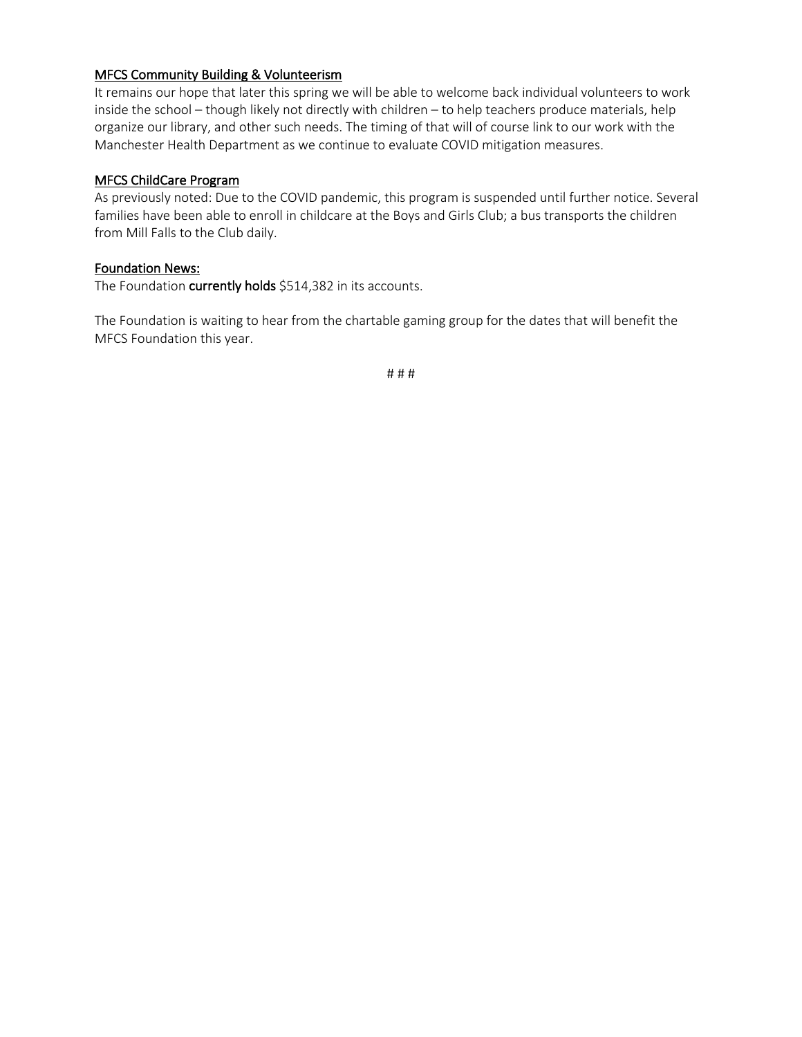MFCS Community Building & Volunteerism

It remains our hope that later this spring we will be able to welcome back individual volunteers to work inside the school – though likely not directly with children – to help teachers produce materials, help organize our library, and other such needs. The timing of that will of course link to our work with the Manchester Health Department as we continue to evaluate COVID mitigation measures.

MFCS ChildCare Program

As previously noted: Due to the COVID pandemic, this program is suspended until further notice. Several families have been able to enroll in childcare at the Boys and Girls Club; a bus transports the children from Mill Falls to the Club daily.

Foundation News:

The Foundation **currently holds** $514,382 in its accounts.

The Foundation is waiting to hear from the chartable gaming group for the dates that will benefit the MFCS Foundation this year.

# # #